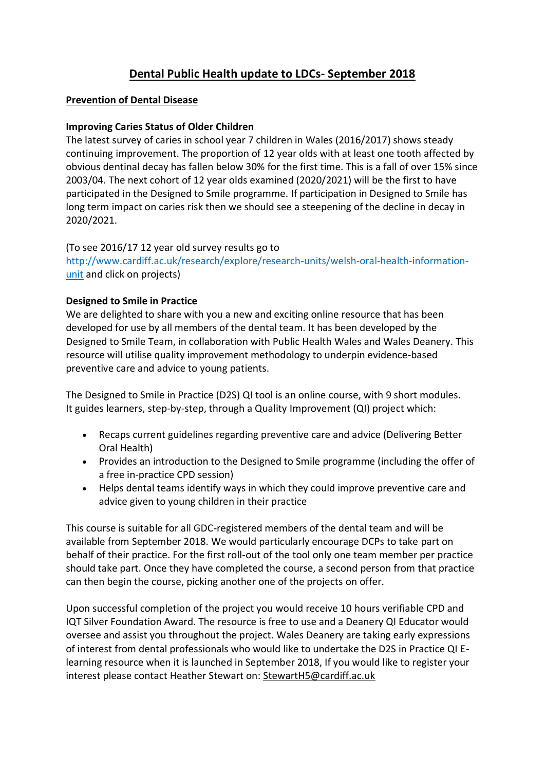// Dental Public Health update to LDCs- September 2018

# Dental Public Health update to LDCs- September 2018

## Prevention of Dental Disease

### Improving Caries Status of Older Children

The latest survey of caries in school year 7 children in Wales (2016/2017) shows steady continuing improvement. The proportion of 12 year olds with at least one tooth affected by obvious dentinal decay has fallen below 30% for the first time. This is a fall of over 15% since 2003/04. The next cohort of 12 year olds examined (2020/2021) will be the first to have participated in the Designed to Smile programme. If participation in Designed to Smile has long term impact on caries risk then we should see a steepening of the decline in decay in 2020/2021.

(To see 2016/17 12 year old survey results go to http://www.cardiff.ac.uk/research/explore/research-units/welsh-oral-health-information-unit and click on projects)

### Designed to Smile in Practice

We are delighted to share with you a new and exciting online resource that has been developed for use by all members of the dental team. It has been developed by the Designed to Smile Team, in collaboration with Public Health Wales and Wales Deanery. This resource will utilise quality improvement methodology to underpin evidence-based preventive care and advice to young patients.

The Designed to Smile in Practice (D2S) QI tool is an online course, with 9 short modules. It guides learners, step-by-step, through a Quality Improvement (QI) project which:

- Recaps current guidelines regarding preventive care and advice (Delivering Better Oral Health)
- Provides an introduction to the Designed to Smile programme (including the offer of a free in-practice CPD session)
- Helps dental teams identify ways in which they could improve preventive care and advice given to young children in their practice

This course is suitable for all GDC-registered members of the dental team and will be available from September 2018. We would particularly encourage DCPs to take part on behalf of their practice. For the first roll-out of the tool only one team member per practice should take part. Once they have completed the course, a second person from that practice can then begin the course, picking another one of the projects on offer.

Upon successful completion of the project you would receive 10 hours verifiable CPD and IQT Silver Foundation Award. The resource is free to use and a Deanery QI Educator would oversee and assist you throughout the project. Wales Deanery are taking early expressions of interest from dental professionals who would like to undertake the D2S in Practice QI E-learning resource when it is launched in September 2018, If you would like to register your interest please contact Heather Stewart on: StewartH5@cardiff.ac.uk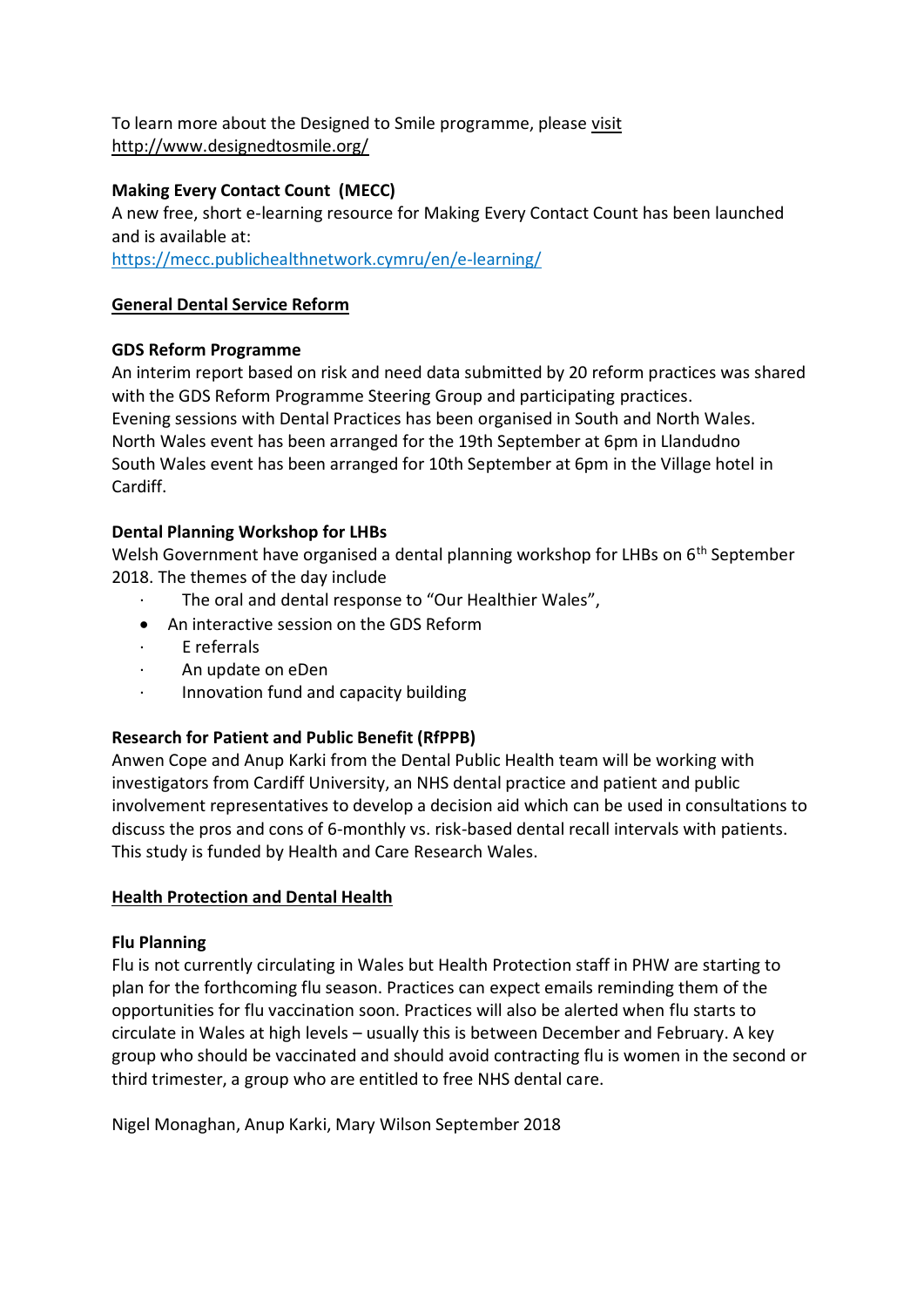To learn more about the Designed to Smile programme, please visit http://www.designedtosmile.org/

**Making Every Contact Count (MECC)**

A new free, short e-learning resource for Making Every Contact Count has been launched and is available at:
https://mecc.publichealthnetwork.cymru/en/e-learning/

## General Dental Service Reform

**GDS Reform Programme**

An interim report based on risk and need data submitted by 20 reform practices was shared with the GDS Reform Programme Steering Group and participating practices.
Evening sessions with Dental Practices has been organised in South and North Wales.
North Wales event has been arranged for the 19th September at 6pm in Llandudno
South Wales event has been arranged for 10th September at 6pm in the Village hotel in Cardiff.

**Dental Planning Workshop for LHBs**

Welsh Government have organised a dental planning workshop for LHBs on 6th September 2018. The themes of the day include

- The oral and dental response to "Our Healthier Wales",
- An interactive session on the GDS Reform
- E referrals
- An update on eDen
- Innovation fund and capacity building

**Research for Patient and Public Benefit (RfPPB)**

Anwen Cope and Anup Karki from the Dental Public Health team will be working with investigators from Cardiff University, an NHS dental practice and patient and public involvement representatives to develop a decision aid which can be used in consultations to discuss the pros and cons of 6-monthly vs. risk-based dental recall intervals with patients. This study is funded by Health and Care Research Wales.

## Health Protection and Dental Health

**Flu Planning**

Flu is not currently circulating in Wales but Health Protection staff in PHW are starting to plan for the forthcoming flu season. Practices can expect emails reminding them of the opportunities for flu vaccination soon. Practices will also be alerted when flu starts to circulate in Wales at high levels – usually this is between December and February. A key group who should be vaccinated and should avoid contracting flu is women in the second or third trimester, a group who are entitled to free NHS dental care.

Nigel Monaghan, Anup Karki, Mary Wilson September 2018